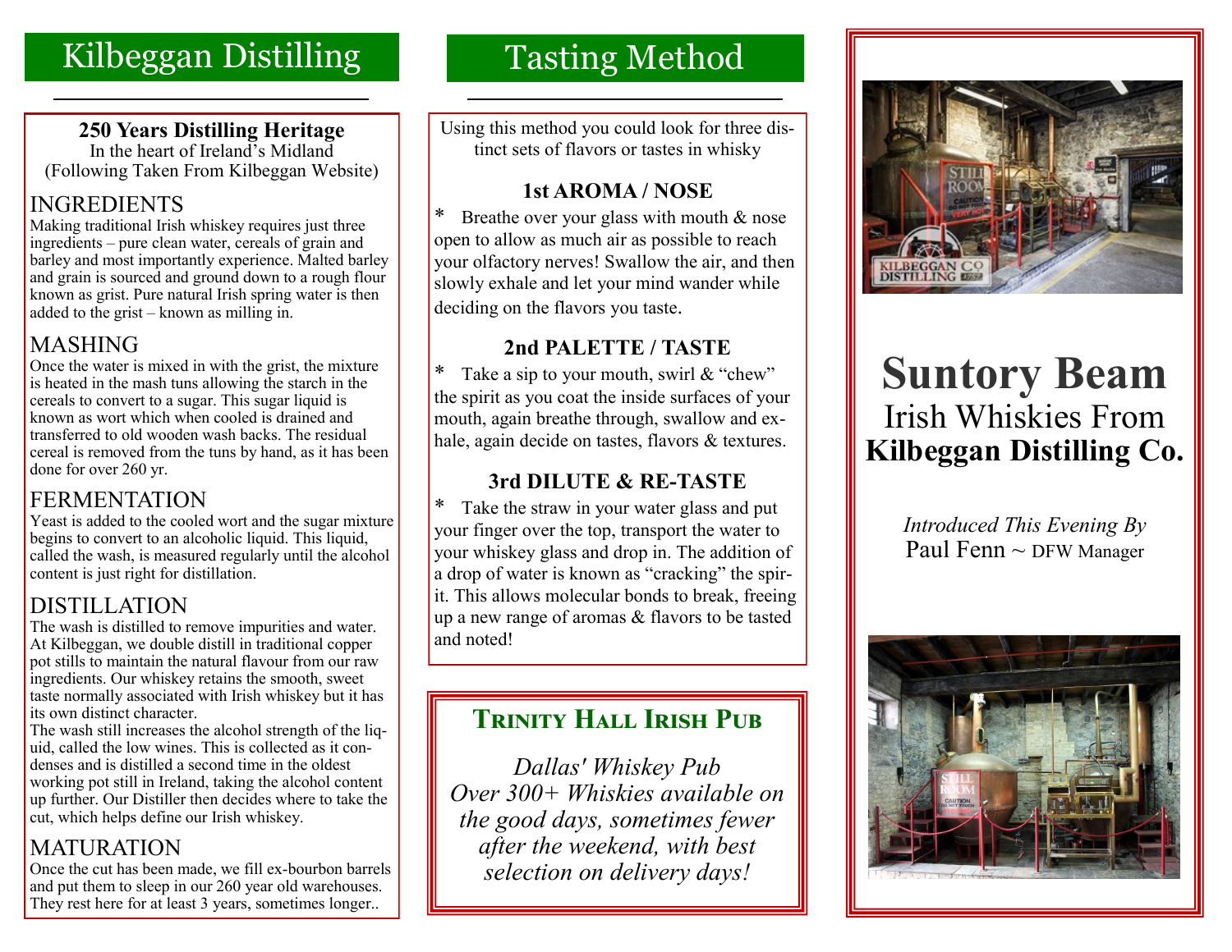# Kilbeggan Distilling

**250 Years Distilling Heritage**
In the heart of Ireland's Midland
(Following Taken From Kilbeggan Website)

## INGREDIENTS

Making traditional Irish whiskey requires just three ingredients – pure clean water, cereals of grain and barley and most importantly experience. Malted barley and grain is sourced and ground down to a rough flour known as grist. Pure natural Irish spring water is then added to the grist – known as milling in.

## MASHING

Once the water is mixed in with the grist, the mixture is heated in the mash tuns allowing the starch in the cereals to convert to a sugar. This sugar liquid is known as wort which when cooled is drained and transferred to old wooden wash backs. The residual cereal is removed from the tuns by hand, as it has been done for over 260 yr.

## FERMENTATION

Yeast is added to the cooled wort and the sugar mixture begins to convert to an alcoholic liquid. This liquid, called the wash, is measured regularly until the alcohol content is just right for distillation.

## DISTILLATION

The wash is distilled to remove impurities and water. At Kilbeggan, we double distill in traditional copper pot stills to maintain the natural flavour from our raw ingredients. Our whiskey retains the smooth, sweet taste normally associated with Irish whiskey but it has its own distinct character.

The wash still increases the alcohol strength of the liquid, called the low wines. This is collected as it condenses and is distilled a second time in the oldest working pot still in Ireland, taking the alcohol content up further. Our Distiller then decides where to take the cut, which helps define our Irish whiskey.

## MATURATION

Once the cut has been made, we fill ex-bourbon barrels and put them to sleep in our 260 year old warehouses. They rest here for at least 3 years, sometimes longer..

# Tasting Method

Using this method you could look for three distinct sets of flavors or tastes in whisky

### 1st AROMA / NOSE

* Breathe over your glass with mouth & nose open to allow as much air as possible to reach your olfactory nerves! Swallow the air, and then slowly exhale and let your mind wander while deciding on the flavors you taste.

### 2nd PALETTE / TASTE

* Take a sip to your mouth, swirl & "chew" the spirit as you coat the inside surfaces of your mouth, again breathe through, swallow and exhale, again decide on tastes, flavors & textures.

### 3rd DILUTE & RE-TASTE

* Take the straw in your water glass and put your finger over the top, transport the water to your whiskey glass and drop in. The addition of a drop of water is known as "cracking" the spirit. This allows molecular bonds to break, freeing up a new range of aromas & flavors to be tasted and noted!

## Trinity Hall Irish Pub

*Dallas' Whiskey Pub*
*Over 300+ Whiskies available on the good days, sometimes fewer after the weekend, with best selection on delivery days!*

# Suntory Beam

## Irish Whiskies From
## **Kilbeggan Distilling Co.**

*Introduced This Evening By*
Paul Fenn ~ DFW Manager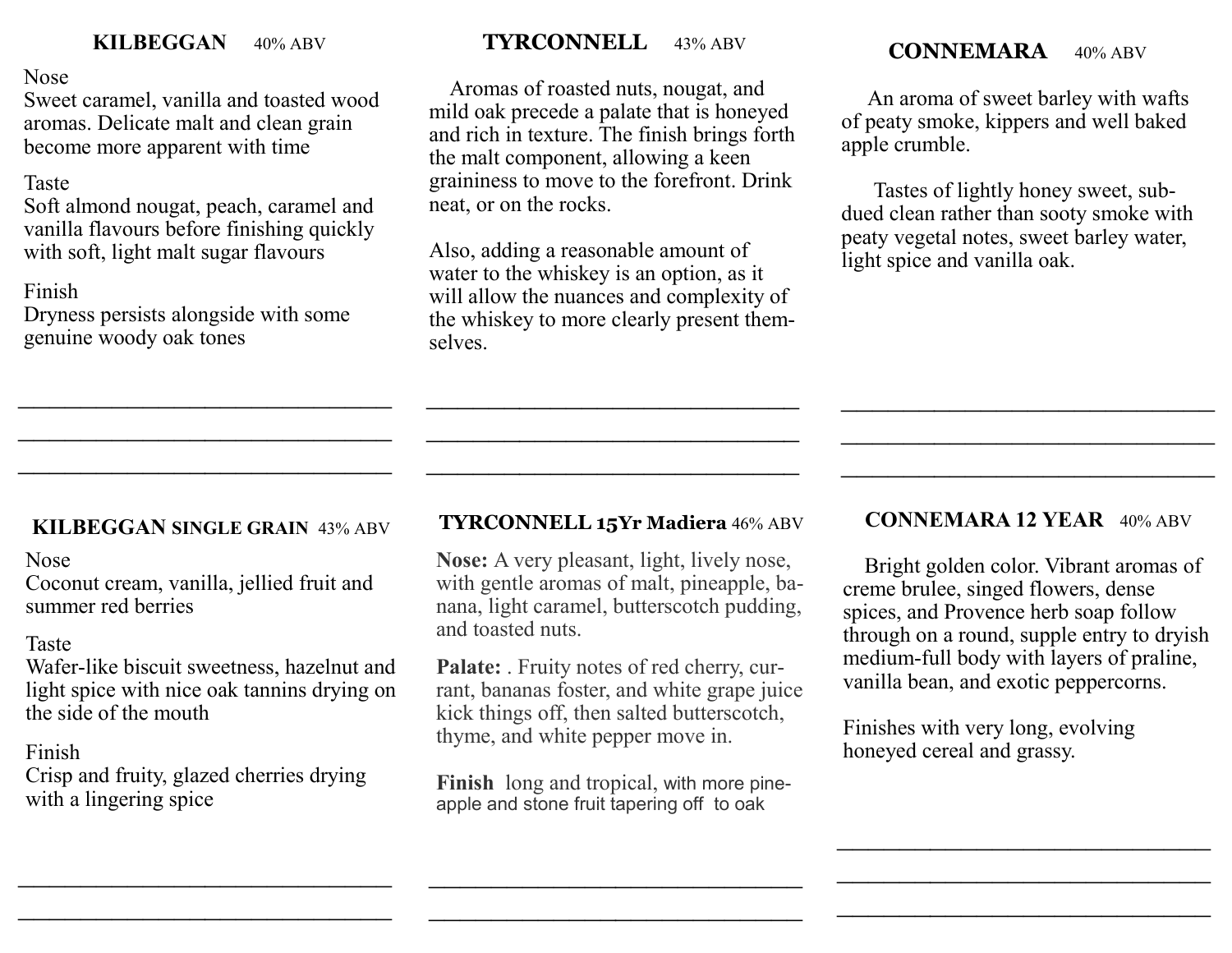## KILBEGGAN 40% ABV

Nose
Sweet caramel, vanilla and toasted wood aromas. Delicate malt and clean grain become more apparent with time

Taste
Soft almond nougat, peach, caramel and vanilla flavours before finishing quickly with soft, light malt sugar flavours

Finish
Dryness persists alongside with some genuine woody oak tones

______________________________
______________________________
______________________________

## TYRCONNELL 43% ABV

Aromas of roasted nuts, nougat, and mild oak precede a palate that is honeyed and rich in texture. The finish brings forth the malt component, allowing a keen graininess to move to the forefront. Drink neat, or on the rocks.

Also, adding a reasonable amount of water to the whiskey is an option, as it will allow the nuances and complexity of the whiskey to more clearly present themselves.

______________________________
______________________________
______________________________

## CONNEMARA 40% ABV

An aroma of sweet barley with wafts of peaty smoke, kippers and well baked apple crumble.

Tastes of lightly honey sweet, subdued clean rather than sooty smoke with peaty vegetal notes, sweet barley water, light spice and vanilla oak.

______________________________
______________________________
______________________________

## KILBEGGAN SINGLE GRAIN 43% ABV

Nose
Coconut cream, vanilla, jellied fruit and summer red berries

Taste
Wafer-like biscuit sweetness, hazelnut and light spice with nice oak tannins drying on the side of the mouth

Finish
Crisp and fruity, glazed cherries drying with a lingering spice

______________________________
______________________________

## TYRCONNELL 15Yr Madiera 46% ABV

**Nose:** A very pleasant, light, lively nose, with gentle aromas of malt, pineapple, banana, light caramel, butterscotch pudding, and toasted nuts.

**Palate:** . Fruity notes of red cherry, currant, bananas foster, and white grape juice kick things off, then salted butterscotch, thyme, and white pepper move in.

**Finish** long and tropical, with more pineapple and stone fruit tapering off to oak

______________________________
______________________________

## CONNEMARA 12 YEAR 40% ABV

Bright golden color. Vibrant aromas of creme brulee, singed flowers, dense spices, and Provence herb soap follow through on a round, supple entry to dryish medium-full body with layers of praline, vanilla bean, and exotic peppercorns.

Finishes with very long, evolving honeyed cereal and grassy.

______________________________
______________________________
______________________________